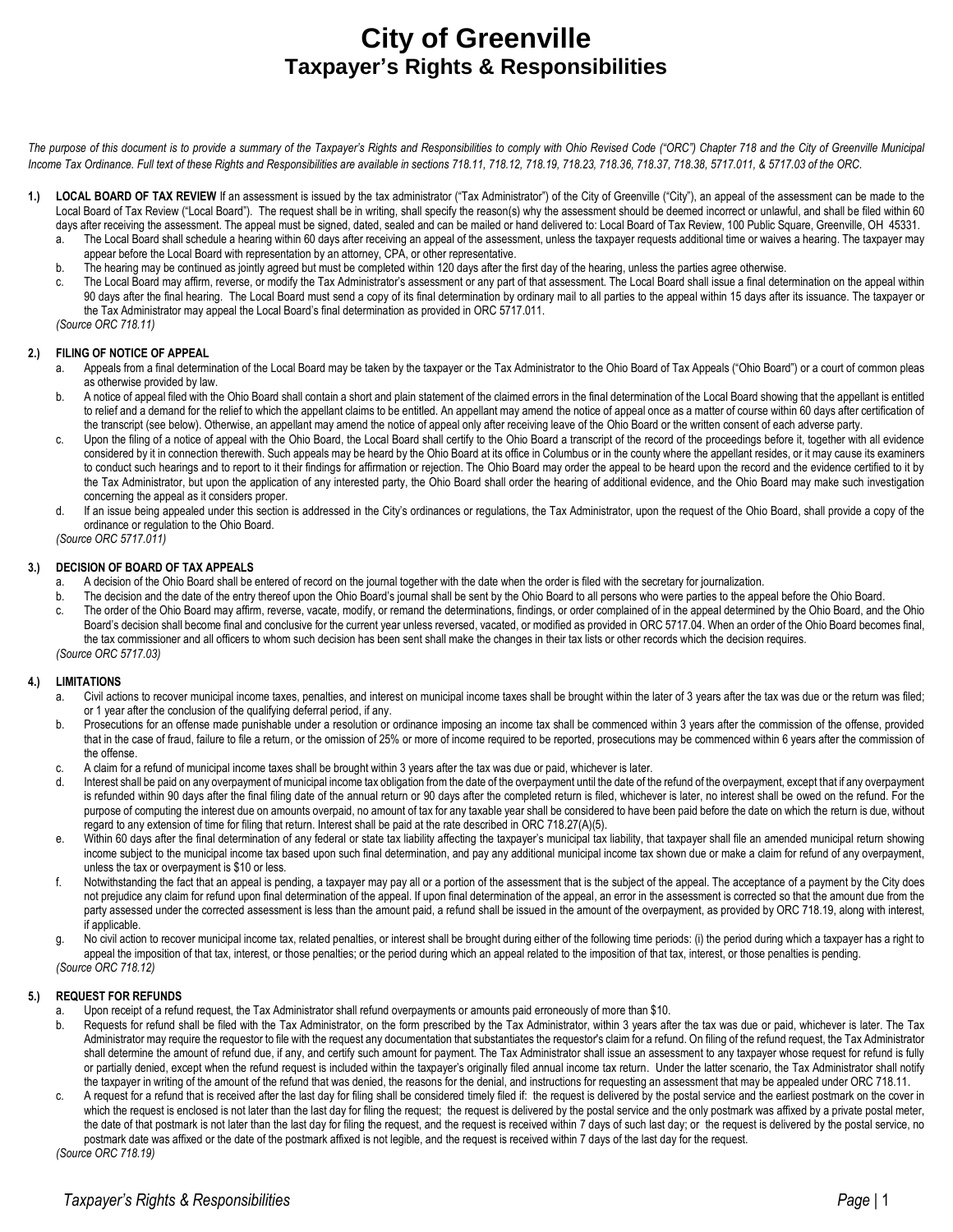# City of Greenville
## Taxpayer's Rights & Responsibilities

*The purpose of this document is to provide a summary of the Taxpayer's Rights and Responsibilities to comply with Ohio Revised Code ("ORC") Chapter 718 and the City of Greenville Municipal Income Tax Ordinance. Full text of these Rights and Responsibilities are available in sections 718.11, 718.12, 718.19, 718.23, 718.36, 718.37, 718.38, 5717.011, & 5717.03 of the ORC.*

**1.) LOCAL BOARD OF TAX REVIEW** If an assessment is issued by the tax administrator ("Tax Administrator") of the City of Greenville ("City"), an appeal of the assessment can be made to the Local Board of Tax Review ("Local Board"). The request shall be in writing, shall specify the reason(s) why the assessment should be deemed incorrect or unlawful, and shall be filed within 60 days after receiving the assessment. The appeal must be signed, dated, sealed and can be mailed or hand delivered to: Local Board of Tax Review, 100 Public Square, Greenville, OH 45331.

a. The Local Board shall schedule a hearing within 60 days after receiving an appeal of the assessment, unless the taxpayer requests additional time or waives a hearing. The taxpayer may appear before the Local Board with representation by an attorney, CPA, or other representative.
b. The hearing may be continued as jointly agreed but must be completed within 120 days after the first day of the hearing, unless the parties agree otherwise.
c. The Local Board may affirm, reverse, or modify the Tax Administrator's assessment or any part of that assessment. The Local Board shall issue a final determination on the appeal within 90 days after the final hearing. The Local Board must send a copy of its final determination by ordinary mail to all parties to the appeal within 15 days after its issuance. The taxpayer or the Tax Administrator may appeal the Local Board's final determination as provided in ORC 5717.011.

*(Source ORC 718.11)*

**2.) FILING OF NOTICE OF APPEAL**

a. Appeals from a final determination of the Local Board may be taken by the taxpayer or the Tax Administrator to the Ohio Board of Tax Appeals ("Ohio Board") or a court of common pleas as otherwise provided by law.
b. A notice of appeal filed with the Ohio Board shall contain a short and plain statement of the claimed errors in the final determination of the Local Board showing that the appellant is entitled to relief and a demand for the relief to which the appellant claims to be entitled. An appellant may amend the notice of appeal once as a matter of course within 60 days after certification of the transcript (see below). Otherwise, an appellant may amend the notice of appeal only after receiving leave of the Ohio Board or the written consent of each adverse party.
c. Upon the filing of a notice of appeal with the Ohio Board, the Local Board shall certify to the Ohio Board a transcript of the record of the proceedings before it, together with all evidence considered by it in connection therewith. Such appeals may be heard by the Ohio Board at its office in Columbus or in the county where the appellant resides, or it may cause its examiners to conduct such hearings and to report to it their findings for affirmation or rejection. The Ohio Board may order the appeal to be heard upon the record and the evidence certified to it by the Tax Administrator, but upon the application of any interested party, the Ohio Board shall order the hearing of additional evidence, and the Ohio Board may make such investigation concerning the appeal as it considers proper.
d. If an issue being appealed under this section is addressed in the City's ordinances or regulations, the Tax Administrator, upon the request of the Ohio Board, shall provide a copy of the ordinance or regulation to the Ohio Board.

*(Source ORC 5717.011)*

**3.) DECISION OF BOARD OF TAX APPEALS**

a. A decision of the Ohio Board shall be entered of record on the journal together with the date when the order is filed with the secretary for journalization.
b. The decision and the date of the entry thereof upon the Ohio Board's journal shall be sent by the Ohio Board to all persons who were parties to the appeal before the Ohio Board.
c. The order of the Ohio Board may affirm, reverse, vacate, modify, or remand the determinations, findings, or order complained of in the appeal determined by the Ohio Board, and the Ohio Board's decision shall become final and conclusive for the current year unless reversed, vacated, or modified as provided in ORC 5717.04. When an order of the Ohio Board becomes final, the tax commissioner and all officers to whom such decision has been sent shall make the changes in their tax lists or other records which the decision requires.

*(Source ORC 5717.03)*

**4.) LIMITATIONS**

a. Civil actions to recover municipal income taxes, penalties, and interest on municipal income taxes shall be brought within the later of 3 years after the tax was due or the return was filed; or 1 year after the conclusion of the qualifying deferral period, if any.
b. Prosecutions for an offense made punishable under a resolution or ordinance imposing an income tax shall be commenced within 3 years after the commission of the offense, provided that in the case of fraud, failure to file a return, or the omission of 25% or more of income required to be reported, prosecutions may be commenced within 6 years after the commission of the offense.
c. A claim for a refund of municipal income taxes shall be brought within 3 years after the tax was due or paid, whichever is later.
d. Interest shall be paid on any overpayment of municipal income tax obligation from the date of the overpayment until the date of the refund of the overpayment, except that if any overpayment is refunded within 90 days after the final filing date of the annual return or 90 days after the completed return is filed, whichever is later, no interest shall be owed on the refund. For the purpose of computing the interest due on amounts overpaid, no amount of tax for any taxable year shall be considered to have been paid before the date on which the return is due, without regard to any extension of time for filing that return. Interest shall be paid at the rate described in ORC 718.27(A)(5).
e. Within 60 days after the final determination of any federal or state tax liability affecting the taxpayer's municipal tax liability, that taxpayer shall file an amended municipal return showing income subject to the municipal income tax based upon such final determination, and pay any additional municipal income tax shown due or make a claim for refund of any overpayment, unless the tax or overpayment is $10 or less.
f. Notwithstanding the fact that an appeal is pending, a taxpayer may pay all or a portion of the assessment that is the subject of the appeal. The acceptance of a payment by the City does not prejudice any claim for refund upon final determination of the appeal. If upon final determination of the appeal, an error in the assessment is corrected so that the amount due from the party assessed under the corrected assessment is less than the amount paid, a refund shall be issued in the amount of the overpayment, as provided by ORC 718.19, along with interest, if applicable.
g. No civil action to recover municipal income tax, related penalties, or interest shall be brought during either of the following time periods: (i) the period during which a taxpayer has a right to appeal the imposition of that tax, interest, or those penalties; or the period during which an appeal related to the imposition of that tax, interest, or those penalties is pending.

*(Source ORC 718.12)*

**5.) REQUEST FOR REFUNDS**

a. Upon receipt of a refund request, the Tax Administrator shall refund overpayments or amounts paid erroneously of more than $10.
b. Requests for refund shall be filed with the Tax Administrator, on the form prescribed by the Tax Administrator, within 3 years after the tax was due or paid, whichever is later. The Tax Administrator may require the requestor to file with the request any documentation that substantiates the requestor's claim for a refund. On filing of the refund request, the Tax Administrator shall determine the amount of refund due, if any, and certify such amount for payment. The Tax Administrator shall issue an assessment to any taxpayer whose request for refund is fully or partially denied, except when the refund request is included within the taxpayer's originally filed annual income tax return. Under the latter scenario, the Tax Administrator shall notify the taxpayer in writing of the amount of the refund that was denied, the reasons for the denial, and instructions for requesting an assessment that may be appealed under ORC 718.11.
c. A request for a refund that is received after the last day for filing shall be considered timely filed if: the request is delivered by the postal service and the earliest postmark on the cover in which the request is enclosed is not later than the last day for filing the request; the request is delivered by the postal service and the only postmark was affixed by a private postal meter, the date of that postmark is not later than the last day for filing the request, and the request is received within 7 days of such last day; or the request is delivered by the postal service, no postmark date was affixed or the date of the postmark affixed is not legible, and the request is received within 7 days of the last day for the request.

*(Source ORC 718.19)*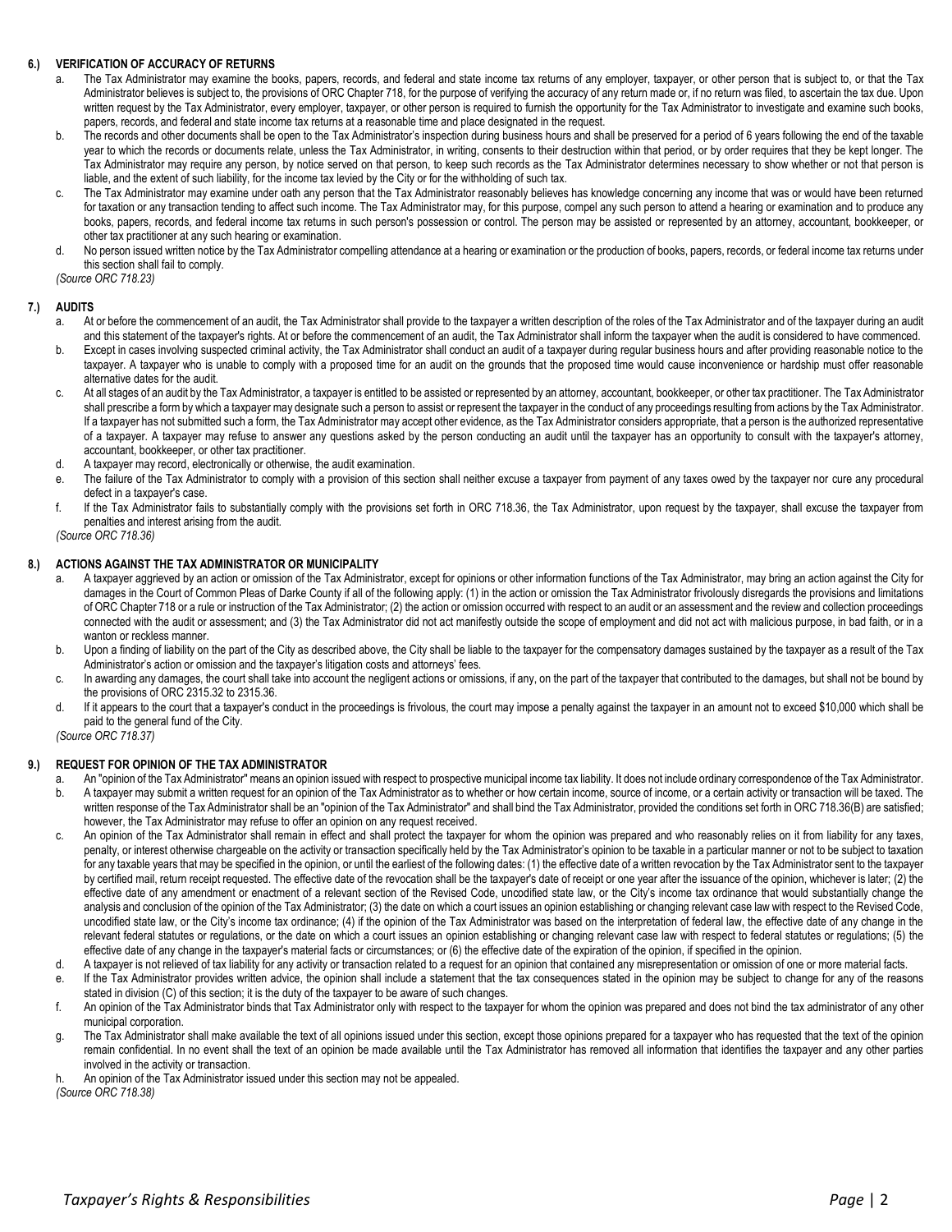**6.) VERIFICATION OF ACCURACY OF RETURNS**

a. The Tax Administrator may examine the books, papers, records, and federal and state income tax returns of any employer, taxpayer, or other person that is subject to, or that the Tax Administrator believes is subject to, the provisions of ORC Chapter 718, for the purpose of verifying the accuracy of any return made or, if no return was filed, to ascertain the tax due. Upon written request by the Tax Administrator, every employer, taxpayer, or other person is required to furnish the opportunity for the Tax Administrator to investigate and examine such books, papers, records, and federal and state income tax returns at a reasonable time and place designated in the request.

b. The records and other documents shall be open to the Tax Administrator's inspection during business hours and shall be preserved for a period of 6 years following the end of the taxable year to which the records or documents relate, unless the Tax Administrator, in writing, consents to their destruction within that period, or by order requires that they be kept longer. The Tax Administrator may require any person, by notice served on that person, to keep such records as the Tax Administrator determines necessary to show whether or not that person is liable, and the extent of such liability, for the income tax levied by the City or for the withholding of such tax.

c. The Tax Administrator may examine under oath any person that the Tax Administrator reasonably believes has knowledge concerning any income that was or would have been returned for taxation or any transaction tending to affect such income. The Tax Administrator may, for this purpose, compel any such person to attend a hearing or examination and to produce any books, papers, records, and federal income tax returns in such person's possession or control. The person may be assisted or represented by an attorney, accountant, bookkeeper, or other tax practitioner at any such hearing or examination.

d. No person issued written notice by the Tax Administrator compelling attendance at a hearing or examination or the production of books, papers, records, or federal income tax returns under this section shall fail to comply.

*(Source ORC 718.23)*

**7.) AUDITS**

a. At or before the commencement of an audit, the Tax Administrator shall provide to the taxpayer a written description of the roles of the Tax Administrator and of the taxpayer during an audit and this statement of the taxpayer's rights. At or before the commencement of an audit, the Tax Administrator shall inform the taxpayer when the audit is considered to have commenced.

b. Except in cases involving suspected criminal activity, the Tax Administrator shall conduct an audit of a taxpayer during regular business hours and after providing reasonable notice to the taxpayer. A taxpayer who is unable to comply with a proposed time for an audit on the grounds that the proposed time would cause inconvenience or hardship must offer reasonable alternative dates for the audit.

c. At all stages of an audit by the Tax Administrator, a taxpayer is entitled to be assisted or represented by an attorney, accountant, bookkeeper, or other tax practitioner. The Tax Administrator shall prescribe a form by which a taxpayer may designate such a person to assist or represent the taxpayer in the conduct of any proceedings resulting from actions by the Tax Administrator. If a taxpayer has not submitted such a form, the Tax Administrator may accept other evidence, as the Tax Administrator considers appropriate, that a person is the authorized representative of a taxpayer. A taxpayer may refuse to answer any questions asked by the person conducting an audit until the taxpayer has an opportunity to consult with the taxpayer's attorney, accountant, bookkeeper, or other tax practitioner.

d. A taxpayer may record, electronically or otherwise, the audit examination.

e. The failure of the Tax Administrator to comply with a provision of this section shall neither excuse a taxpayer from payment of any taxes owed by the taxpayer nor cure any procedural defect in a taxpayer's case.

f. If the Tax Administrator fails to substantially comply with the provisions set forth in ORC 718.36, the Tax Administrator, upon request by the taxpayer, shall excuse the taxpayer from penalties and interest arising from the audit.

*(Source ORC 718.36)*

**8.) ACTIONS AGAINST THE TAX ADMINISTRATOR OR MUNICIPALITY**

a. A taxpayer aggrieved by an action or omission of the Tax Administrator, except for opinions or other information functions of the Tax Administrator, may bring an action against the City for damages in the Court of Common Pleas of Darke County if all of the following apply: (1) in the action or omission the Tax Administrator frivolously disregards the provisions and limitations of ORC Chapter 718 or a rule or instruction of the Tax Administrator; (2) the action or omission occurred with respect to an audit or an assessment and the review and collection proceedings connected with the audit or assessment; and (3) the Tax Administrator did not act manifestly outside the scope of employment and did not act with malicious purpose, in bad faith, or in a wanton or reckless manner.

b. Upon a finding of liability on the part of the City as described above, the City shall be liable to the taxpayer for the compensatory damages sustained by the taxpayer as a result of the Tax Administrator's action or omission and the taxpayer's litigation costs and attorneys' fees.

c. In awarding any damages, the court shall take into account the negligent actions or omissions, if any, on the part of the taxpayer that contributed to the damages, but shall not be bound by the provisions of ORC 2315.32 to 2315.36.

d. If it appears to the court that a taxpayer's conduct in the proceedings is frivolous, the court may impose a penalty against the taxpayer in an amount not to exceed $10,000 which shall be paid to the general fund of the City.

*(Source ORC 718.37)*

**9.) REQUEST FOR OPINION OF THE TAX ADMINISTRATOR**

a. An "opinion of the Tax Administrator" means an opinion issued with respect to prospective municipal income tax liability. It does not include ordinary correspondence of the Tax Administrator.

b. A taxpayer may submit a written request for an opinion of the Tax Administrator as to whether or how certain income, source of income, or a certain activity or transaction will be taxed. The written response of the Tax Administrator shall be an "opinion of the Tax Administrator" and shall bind the Tax Administrator, provided the conditions set forth in ORC 718.36(B) are satisfied; however, the Tax Administrator may refuse to offer an opinion on any request received.

c. An opinion of the Tax Administrator shall remain in effect and shall protect the taxpayer for whom the opinion was prepared and who reasonably relies on it from liability for any taxes, penalty, or interest otherwise chargeable on the activity or transaction specifically held by the Tax Administrator's opinion to be taxable in a particular manner or not to be subject to taxation for any taxable years that may be specified in the opinion, or until the earliest of the following dates: (1) the effective date of a written revocation by the Tax Administrator sent to the taxpayer by certified mail, return receipt requested. The effective date of the revocation shall be the taxpayer's date of receipt or one year after the issuance of the opinion, whichever is later; (2) the effective date of any amendment or enactment of a relevant section of the Revised Code, uncodified state law, or the City's income tax ordinance that would substantially change the analysis and conclusion of the opinion of the Tax Administrator; (3) the date on which a court issues an opinion establishing or changing relevant case law with respect to the Revised Code, uncodified state law, or the City's income tax ordinance; (4) if the opinion of the Tax Administrator was based on the interpretation of federal law, the effective date of any change in the relevant federal statutes or regulations, or the date on which a court issues an opinion establishing or changing relevant case law with respect to federal statutes or regulations; (5) the effective date of any change in the taxpayer's material facts or circumstances; or (6) the effective date of the expiration of the opinion, if specified in the opinion.

d. A taxpayer is not relieved of tax liability for any activity or transaction related to a request for an opinion that contained any misrepresentation or omission of one or more material facts.

e. If the Tax Administrator provides written advice, the opinion shall include a statement that the tax consequences stated in the opinion may be subject to change for any of the reasons stated in division (C) of this section; it is the duty of the taxpayer to be aware of such changes.

f. An opinion of the Tax Administrator binds that Tax Administrator only with respect to the taxpayer for whom the opinion was prepared and does not bind the tax administrator of any other municipal corporation.

g. The Tax Administrator shall make available the text of all opinions issued under this section, except those opinions prepared for a taxpayer who has requested that the text of the opinion remain confidential. In no event shall the text of an opinion be made available until the Tax Administrator has removed all information that identifies the taxpayer and any other parties involved in the activity or transaction.

h. An opinion of the Tax Administrator issued under this section may not be appealed.

*(Source ORC 718.38)*